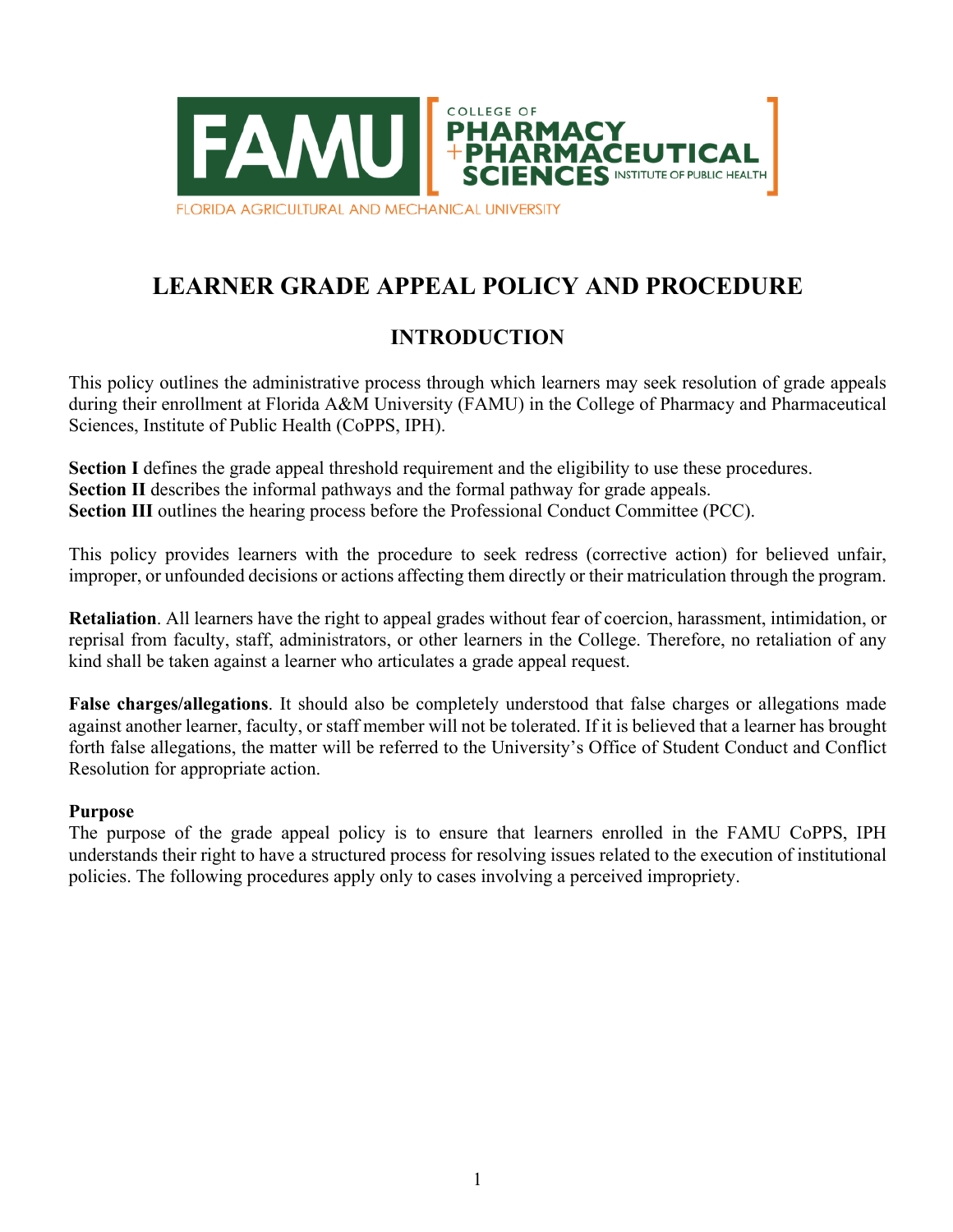# LEARNER GRADE APPEAL POLICY AND PROCEDURE

## INTRODUCTION

This policy outlines the administrative process through which learners may seek resolution of grade appeals during their enrollment at Florida A&M University (FAMU) in the College of Pharmacy and Pharmaceutical Sciences, Institute of Public Health (CoPPS, IPH).

**Section I** defines the grade appeal threshold requirement and the eligibility to use these procedures.
**Section II** describes the informal pathways and the formal pathway for grade appeals.
**Section III** outlines the hearing process before the Professional Conduct Committee (PCC).

This policy provides learners with the procedure to seek redress (corrective action) for believed unfair, improper, or unfounded decisions or actions affecting them directly or their matriculation through the program.

**Retaliation**. All learners have the right to appeal grades without fear of coercion, harassment, intimidation, or reprisal from faculty, staff, administrators, or other learners in the College. Therefore, no retaliation of any kind shall be taken against a learner who articulates a grade appeal request.

**False charges/allegations**. It should also be completely understood that false charges or allegations made against another learner, faculty, or staff member will not be tolerated. If it is believed that a learner has brought forth false allegations, the matter will be referred to the University's Office of Student Conduct and Conflict Resolution for appropriate action.

**Purpose**
The purpose of the grade appeal policy is to ensure that learners enrolled in the FAMU CoPPS, IPH understands their right to have a structured process for resolving issues related to the execution of institutional policies. The following procedures apply only to cases involving a perceived impropriety.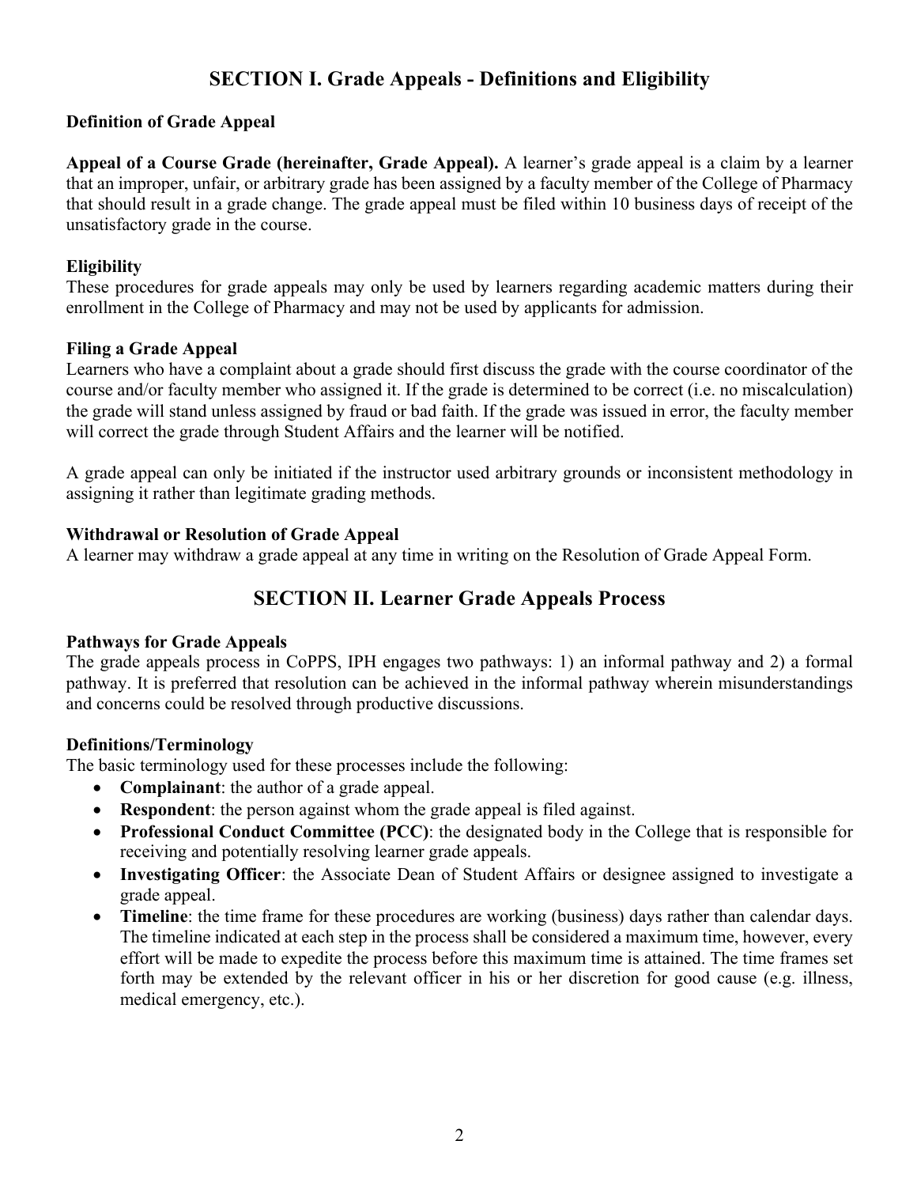## SECTION I. Grade Appeals - Definitions and Eligibility

### Definition of Grade Appeal

**Appeal of a Course Grade (hereinafter, Grade Appeal).** A learner's grade appeal is a claim by a learner that an improper, unfair, or arbitrary grade has been assigned by a faculty member of the College of Pharmacy that should result in a grade change. The grade appeal must be filed within 10 business days of receipt of the unsatisfactory grade in the course.

### Eligibility

These procedures for grade appeals may only be used by learners regarding academic matters during their enrollment in the College of Pharmacy and may not be used by applicants for admission.

### Filing a Grade Appeal

Learners who have a complaint about a grade should first discuss the grade with the course coordinator of the course and/or faculty member who assigned it. If the grade is determined to be correct (i.e. no miscalculation) the grade will stand unless assigned by fraud or bad faith. If the grade was issued in error, the faculty member will correct the grade through Student Affairs and the learner will be notified.

A grade appeal can only be initiated if the instructor used arbitrary grounds or inconsistent methodology in assigning it rather than legitimate grading methods.

### Withdrawal or Resolution of Grade Appeal

A learner may withdraw a grade appeal at any time in writing on the Resolution of Grade Appeal Form.

## SECTION II. Learner Grade Appeals Process

### Pathways for Grade Appeals

The grade appeals process in CoPPS, IPH engages two pathways: 1) an informal pathway and 2) a formal pathway. It is preferred that resolution can be achieved in the informal pathway wherein misunderstandings and concerns could be resolved through productive discussions.

### Definitions/Terminology

The basic terminology used for these processes include the following:

- **Complainant**: the author of a grade appeal.
- **Respondent**: the person against whom the grade appeal is filed against.
- **Professional Conduct Committee (PCC)**: the designated body in the College that is responsible for receiving and potentially resolving learner grade appeals.
- **Investigating Officer**: the Associate Dean of Student Affairs or designee assigned to investigate a grade appeal.
- **Timeline**: the time frame for these procedures are working (business) days rather than calendar days. The timeline indicated at each step in the process shall be considered a maximum time, however, every effort will be made to expedite the process before this maximum time is attained. The time frames set forth may be extended by the relevant officer in his or her discretion for good cause (e.g. illness, medical emergency, etc.).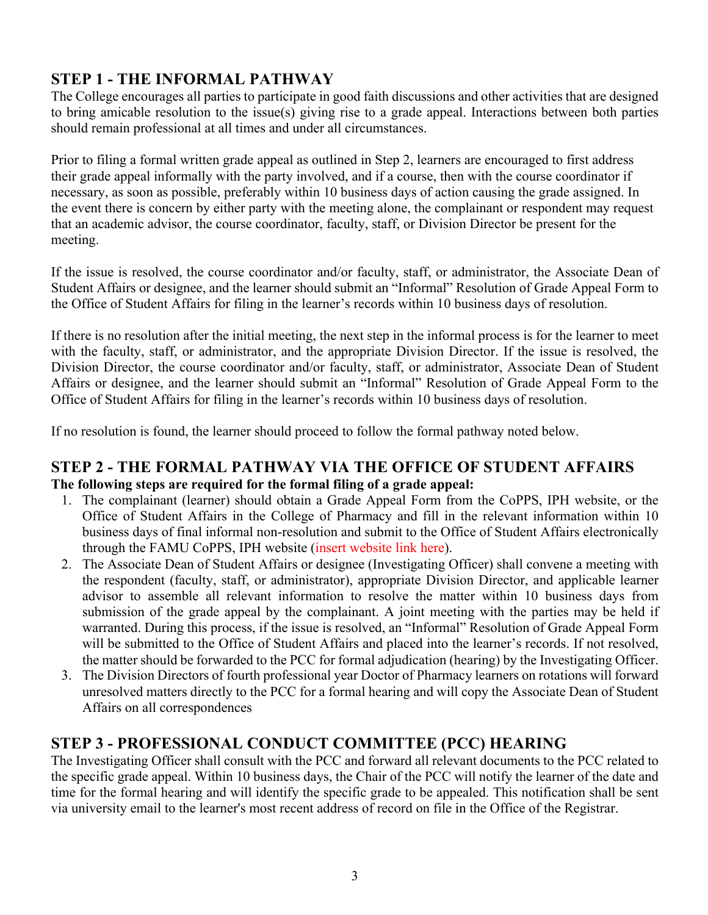## STEP 1 - THE INFORMAL PATHWAY

The College encourages all parties to participate in good faith discussions and other activities that are designed to bring amicable resolution to the issue(s) giving rise to a grade appeal. Interactions between both parties should remain professional at all times and under all circumstances.

Prior to filing a formal written grade appeal as outlined in Step 2, learners are encouraged to first address their grade appeal informally with the party involved, and if a course, then with the course coordinator if necessary, as soon as possible, preferably within 10 business days of action causing the grade assigned. In the event there is concern by either party with the meeting alone, the complainant or respondent may request that an academic advisor, the course coordinator, faculty, staff, or Division Director be present for the meeting.

If the issue is resolved, the course coordinator and/or faculty, staff, or administrator, the Associate Dean of Student Affairs or designee, and the learner should submit an "Informal" Resolution of Grade Appeal Form to the Office of Student Affairs for filing in the learner's records within 10 business days of resolution.

If there is no resolution after the initial meeting, the next step in the informal process is for the learner to meet with the faculty, staff, or administrator, and the appropriate Division Director. If the issue is resolved, the Division Director, the course coordinator and/or faculty, staff, or administrator, Associate Dean of Student Affairs or designee, and the learner should submit an "Informal" Resolution of Grade Appeal Form to the Office of Student Affairs for filing in the learner's records within 10 business days of resolution.

If no resolution is found, the learner should proceed to follow the formal pathway noted below.

## STEP 2 - THE FORMAL PATHWAY VIA THE OFFICE OF STUDENT AFFAIRS

**The following steps are required for the formal filing of a grade appeal:**

1. The complainant (learner) should obtain a Grade Appeal Form from the CoPPS, IPH website, or the Office of Student Affairs in the College of Pharmacy and fill in the relevant information within 10 business days of final informal non-resolution and submit to the Office of Student Affairs electronically through the FAMU CoPPS, IPH website (insert website link here).
2. The Associate Dean of Student Affairs or designee (Investigating Officer) shall convene a meeting with the respondent (faculty, staff, or administrator), appropriate Division Director, and applicable learner advisor to assemble all relevant information to resolve the matter within 10 business days from submission of the grade appeal by the complainant. A joint meeting with the parties may be held if warranted. During this process, if the issue is resolved, an "Informal" Resolution of Grade Appeal Form will be submitted to the Office of Student Affairs and placed into the learner's records. If not resolved, the matter should be forwarded to the PCC for formal adjudication (hearing) by the Investigating Officer.
3. The Division Directors of fourth professional year Doctor of Pharmacy learners on rotations will forward unresolved matters directly to the PCC for a formal hearing and will copy the Associate Dean of Student Affairs on all correspondences

## STEP 3 - PROFESSIONAL CONDUCT COMMITTEE (PCC) HEARING

The Investigating Officer shall consult with the PCC and forward all relevant documents to the PCC related to the specific grade appeal. Within 10 business days, the Chair of the PCC will notify the learner of the date and time for the formal hearing and will identify the specific grade to be appealed. This notification shall be sent via university email to the learner's most recent address of record on file in the Office of the Registrar.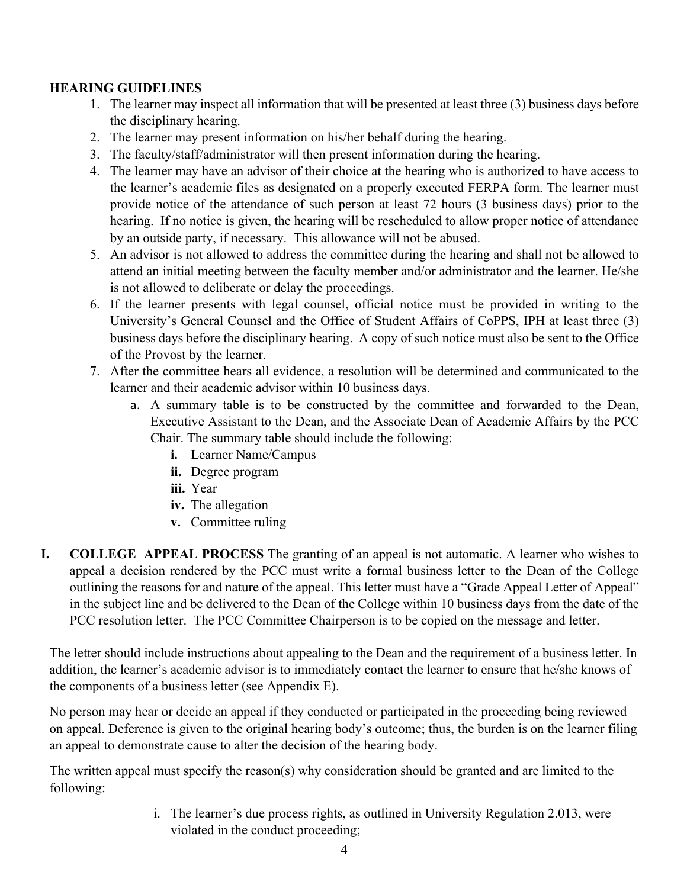**HEARING GUIDELINES**

1. The learner may inspect all information that will be presented at least three (3) business days before the disciplinary hearing.
2. The learner may present information on his/her behalf during the hearing.
3. The faculty/staff/administrator will then present information during the hearing.
4. The learner may have an advisor of their choice at the hearing who is authorized to have access to the learner's academic files as designated on a properly executed FERPA form. The learner must provide notice of the attendance of such person at least 72 hours (3 business days) prior to the hearing. If no notice is given, the hearing will be rescheduled to allow proper notice of attendance by an outside party, if necessary. This allowance will not be abused.
5. An advisor is not allowed to address the committee during the hearing and shall not be allowed to attend an initial meeting between the faculty member and/or administrator and the learner. He/she is not allowed to deliberate or delay the proceedings.
6. If the learner presents with legal counsel, official notice must be provided in writing to the University's General Counsel and the Office of Student Affairs of CoPPS, IPH at least three (3) business days before the disciplinary hearing. A copy of such notice must also be sent to the Office of the Provost by the learner.
7. After the committee hears all evidence, a resolution will be determined and communicated to the learner and their academic advisor within 10 business days.
   a. A summary table is to be constructed by the committee and forwarded to the Dean, Executive Assistant to the Dean, and the Associate Dean of Academic Affairs by the PCC Chair. The summary table should include the following:
      - **i.** Learner Name/Campus
      - **ii.** Degree program
      - **iii.** Year
      - **iv.** The allegation
      - **v.** Committee ruling

**I. COLLEGE APPEAL PROCESS** The granting of an appeal is not automatic. A learner who wishes to appeal a decision rendered by the PCC must write a formal business letter to the Dean of the College outlining the reasons for and nature of the appeal. This letter must have a "Grade Appeal Letter of Appeal" in the subject line and be delivered to the Dean of the College within 10 business days from the date of the PCC resolution letter. The PCC Committee Chairperson is to be copied on the message and letter.

The letter should include instructions about appealing to the Dean and the requirement of a business letter. In addition, the learner's academic advisor is to immediately contact the learner to ensure that he/she knows of the components of a business letter (see Appendix E).

No person may hear or decide an appeal if they conducted or participated in the proceeding being reviewed on appeal. Deference is given to the original hearing body's outcome; thus, the burden is on the learner filing an appeal to demonstrate cause to alter the decision of the hearing body.

The written appeal must specify the reason(s) why consideration should be granted and are limited to the following:

i. The learner's due process rights, as outlined in University Regulation 2.013, were violated in the conduct proceeding;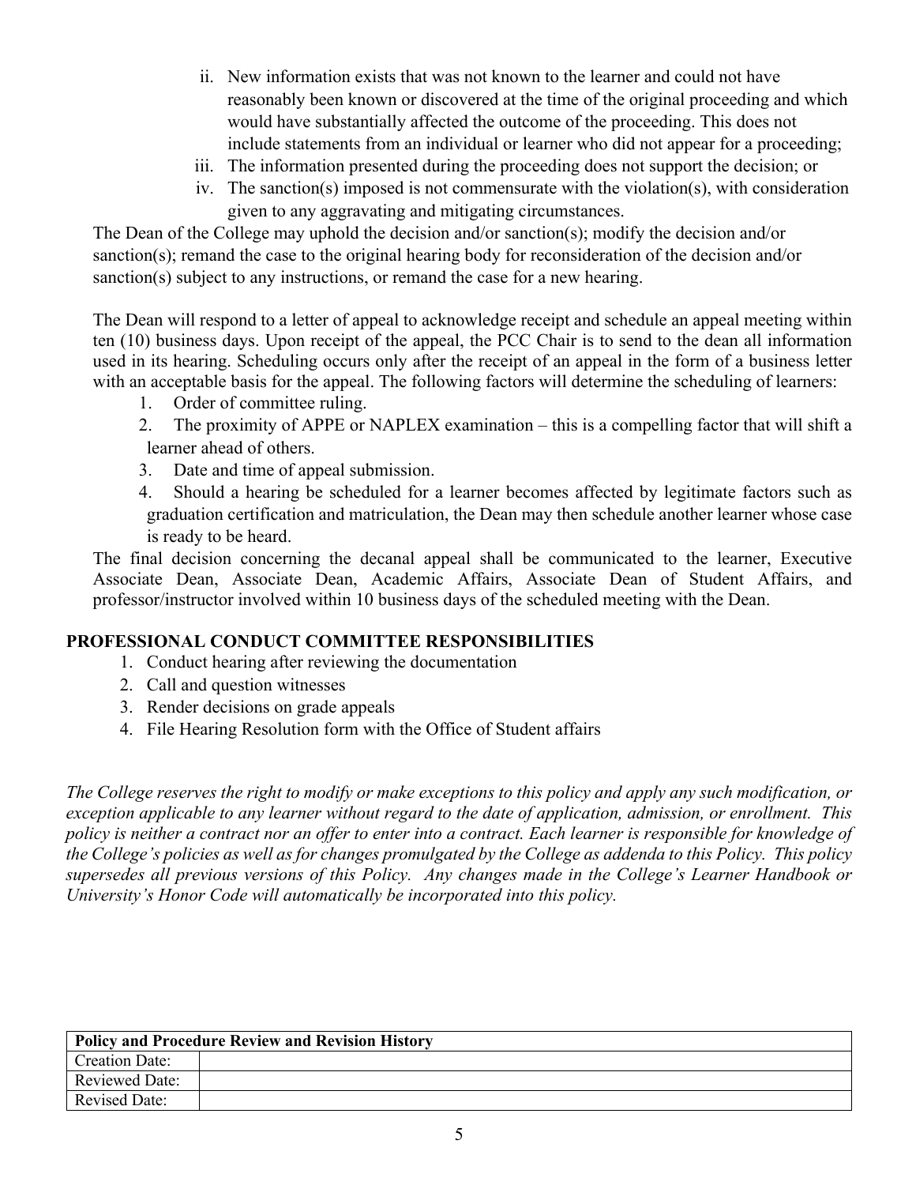ii. New information exists that was not known to the learner and could not have reasonably been known or discovered at the time of the original proceeding and which would have substantially affected the outcome of the proceeding. This does not include statements from an individual or learner who did not appear for a proceeding;

iii. The information presented during the proceeding does not support the decision; or

iv. The sanction(s) imposed is not commensurate with the violation(s), with consideration given to any aggravating and mitigating circumstances.

The Dean of the College may uphold the decision and/or sanction(s); modify the decision and/or sanction(s); remand the case to the original hearing body for reconsideration of the decision and/or sanction(s) subject to any instructions, or remand the case for a new hearing.

The Dean will respond to a letter of appeal to acknowledge receipt and schedule an appeal meeting within ten (10) business days. Upon receipt of the appeal, the PCC Chair is to send to the dean all information used in its hearing. Scheduling occurs only after the receipt of an appeal in the form of a business letter with an acceptable basis for the appeal. The following factors will determine the scheduling of learners:

1. Order of committee ruling.
2. The proximity of APPE or NAPLEX examination – this is a compelling factor that will shift a learner ahead of others.
3. Date and time of appeal submission.
4. Should a hearing be scheduled for a learner becomes affected by legitimate factors such as graduation certification and matriculation, the Dean may then schedule another learner whose case is ready to be heard.

The final decision concerning the decanal appeal shall be communicated to the learner, Executive Associate Dean, Associate Dean, Academic Affairs, Associate Dean of Student Affairs, and professor/instructor involved within 10 business days of the scheduled meeting with the Dean.

## PROFESSIONAL CONDUCT COMMITTEE RESPONSIBILITIES

1. Conduct hearing after reviewing the documentation
2. Call and question witnesses
3. Render decisions on grade appeals
4. File Hearing Resolution form with the Office of Student affairs

*The College reserves the right to modify or make exceptions to this policy and apply any such modification, or exception applicable to any learner without regard to the date of application, admission, or enrollment. This policy is neither a contract nor an offer to enter into a contract. Each learner is responsible for knowledge of the College's policies as well as for changes promulgated by the College as addenda to this Policy. This policy supersedes all previous versions of this Policy. Any changes made in the College's Learner Handbook or University's Honor Code will automatically be incorporated into this policy.*

| **Policy and Procedure Review and Revision History** | |
|---|---|
| Creation Date: | |
| Reviewed Date: | |
| Revised Date: | |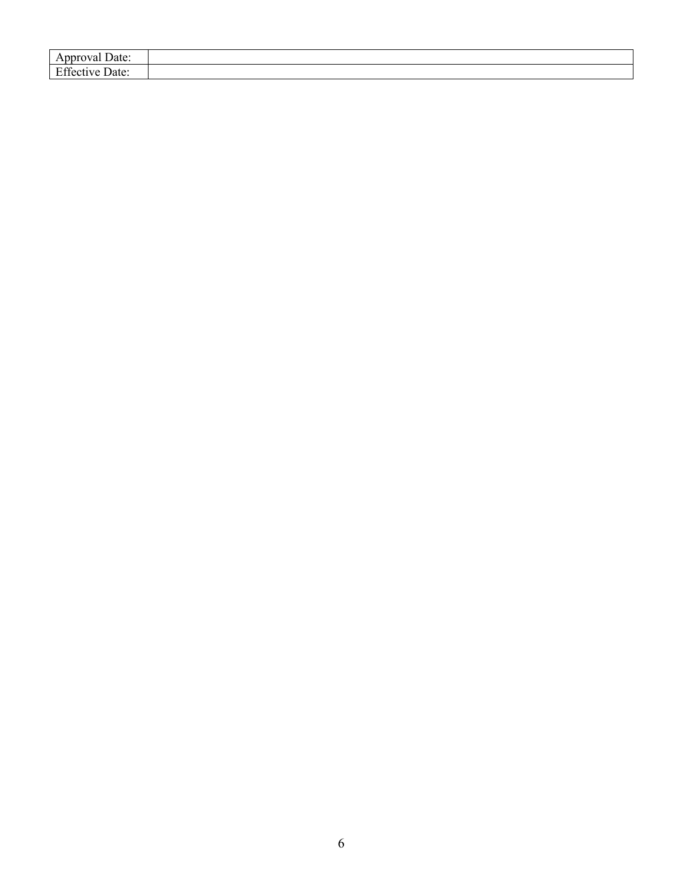| Approval Date: | |
|---|---|
| Effective Date: | |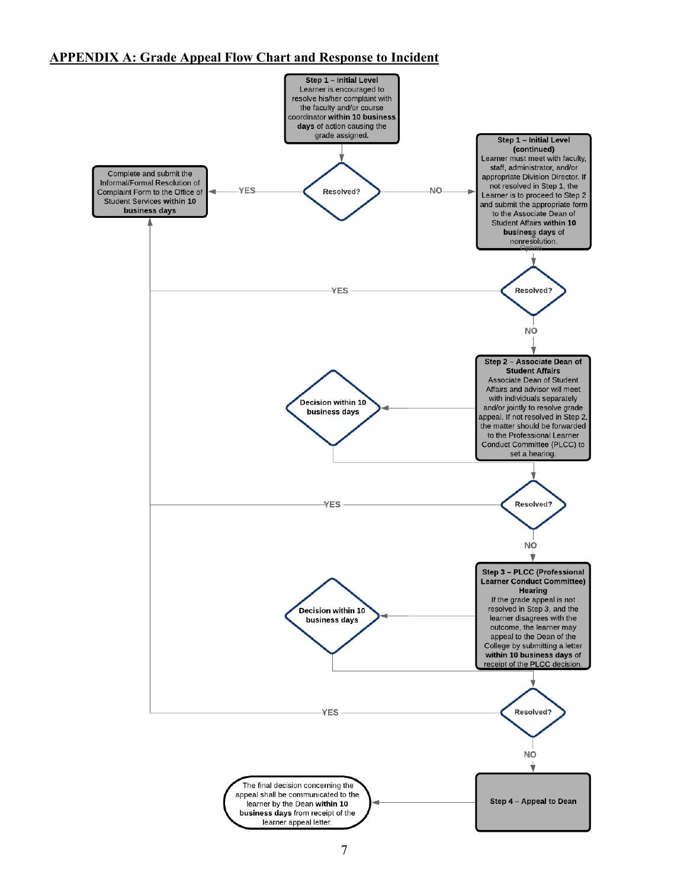## APPENDIX A: Grade Appeal Flow Chart and Response to Incident

**Step 1 – Initial Level**
Learner is encouraged to resolve his/her complaint with the faculty and/or course coordinator **within 10 business days** of action causing the grade assigned.

Resolved?

- YES → Complete and submit the Informal/Formal Resolution of Complaint Form to the Office of Student Services **within 10 business days**
- NO → **Step 1 – Initial Level (continued)**
Learner must meet with faculty, staff, administrator, and/or appropriate Division Director. If not resolved in Step 1, the Learner is to proceed to Step 2 and submit the appropriate form to the Associate Dean of Student Affairs **within 10 business days** of nonresolution.

Option

Resolved?

- YES → Complete and submit the Informal/Formal Resolution of Complaint Form to the Office of Student Services **within 10 business days**
- NO → **Step 2 – Associate Dean of Student Affairs**
Associate Dean of Student Affairs and advisor will meet with individuals separately and/or jointly to resolve grade appeal. If not resolved in Step 2, the matter should be forwarded to the Professional Learner Conduct Committee (PLCC) to set a hearing.

Decision within 10 business days

Resolved?

- YES → Complete and submit the Informal/Formal Resolution of Complaint Form to the Office of Student Services **within 10 business days**
- NO → **Step 3 – PLCC (Professional Learner Conduct Committee) Hearing**
If the grade appeal is not resolved in Step 3, and the learner disagrees with the outcome, the learner may appeal to the Dean of the College by submitting a letter **within 10 business days** of receipt of the PLCC decision.

Decision within 10 business days

Resolved?

- YES → Complete and submit the Informal/Formal Resolution of Complaint Form to the Office of Student Services **within 10 business days**
- NO → **Step 4 – Appeal to Dean**

The final decision concerning the appeal shall be communicated to the learner by the Dean **within 10 business days** from receipt of the learner appeal letter.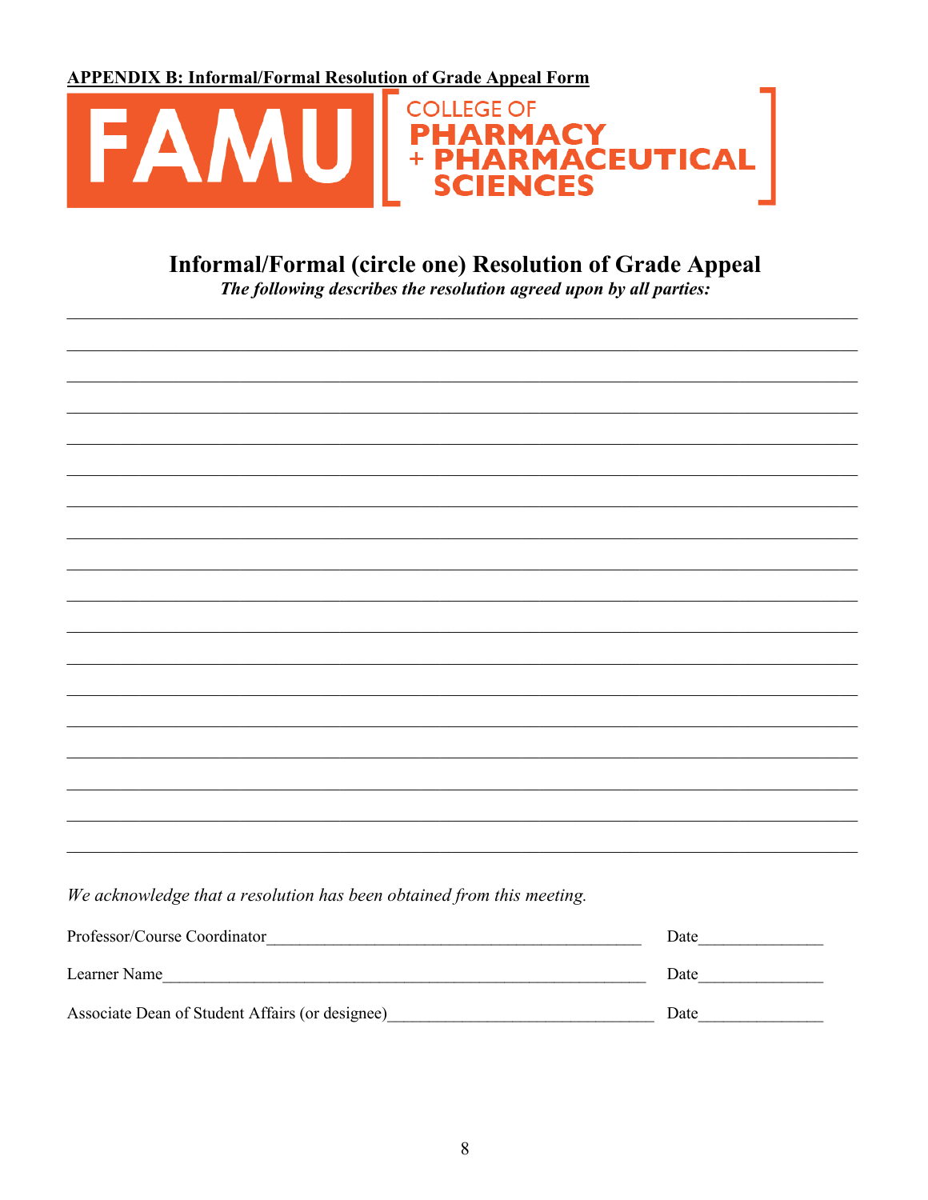**APPENDIX B: Informal/Formal Resolution of Grade Appeal Form**

FAMU COLLEGE OF PHARMACY + PHARMACEUTICAL SCIENCES

## Informal/Formal (circle one) Resolution of Grade Appeal

***The following describes the resolution agreed upon by all parties:***

_______________________________________________________________________________

_______________________________________________________________________________

_______________________________________________________________________________

_______________________________________________________________________________

_______________________________________________________________________________

_______________________________________________________________________________

_______________________________________________________________________________

_______________________________________________________________________________

_______________________________________________________________________________

_______________________________________________________________________________

_______________________________________________________________________________

_______________________________________________________________________________

_______________________________________________________________________________

_______________________________________________________________________________

_______________________________________________________________________________

_______________________________________________________________________________

_______________________________________________________________________________

_______________________________________________________________________________

*We acknowledge that a resolution has been obtained from this meeting.*

Professor/Course Coordinator_____________________________________________ Date_______________

Learner Name____________________________________________________________ Date_______________

Associate Dean of Student Affairs (or designee)__________________________________ Date_______________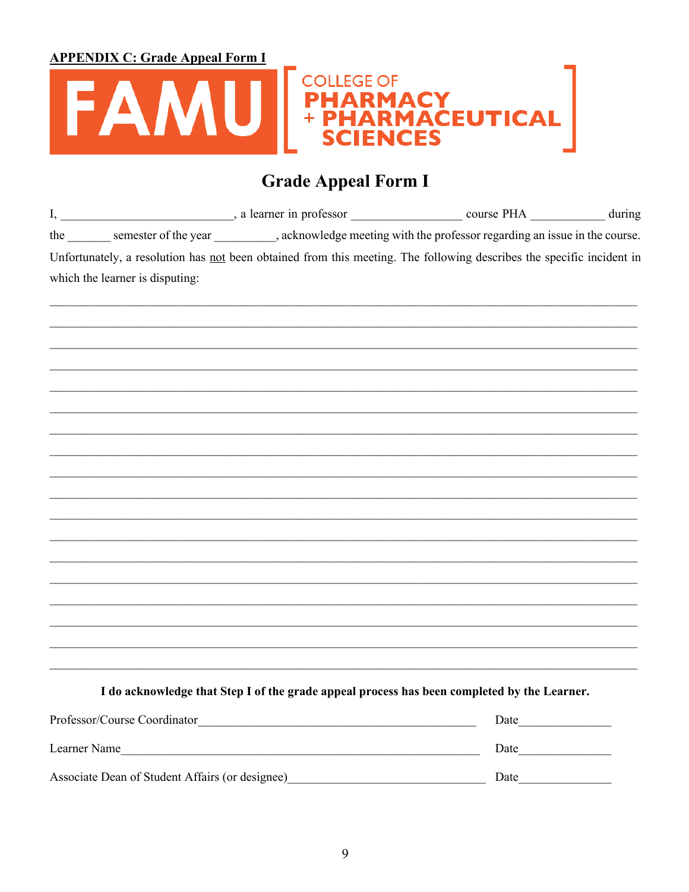**APPENDIX C: Grade Appeal Form I**

FAMU COLLEGE OF PHARMACY + PHARMACEUTICAL SCIENCES

# Grade Appeal Form I

I, ___________________________, a learner in professor _________________ course PHA ____________ during the _______ semester of the year __________, acknowledge meeting with the professor regarding an issue in the course. Unfortunately, a resolution has not been obtained from this meeting. The following describes the specific incident in which the learner is disputing:

______________________________________________________________________________________

______________________________________________________________________________________

______________________________________________________________________________________

______________________________________________________________________________________

______________________________________________________________________________________

______________________________________________________________________________________

______________________________________________________________________________________

______________________________________________________________________________________

______________________________________________________________________________________

______________________________________________________________________________________

______________________________________________________________________________________

______________________________________________________________________________________

______________________________________________________________________________________

______________________________________________________________________________________

______________________________________________________________________________________

______________________________________________________________________________________

______________________________________________________________________________________

______________________________________________________________________________________

**I do acknowledge that Step I of the grade appeal process has been completed by the Learner.**

Professor/Course Coordinator_____________________________________________ Date______________

Learner Name__________________________________________________________ Date______________

Associate Dean of Student Affairs (or designee)_______________________________ Date______________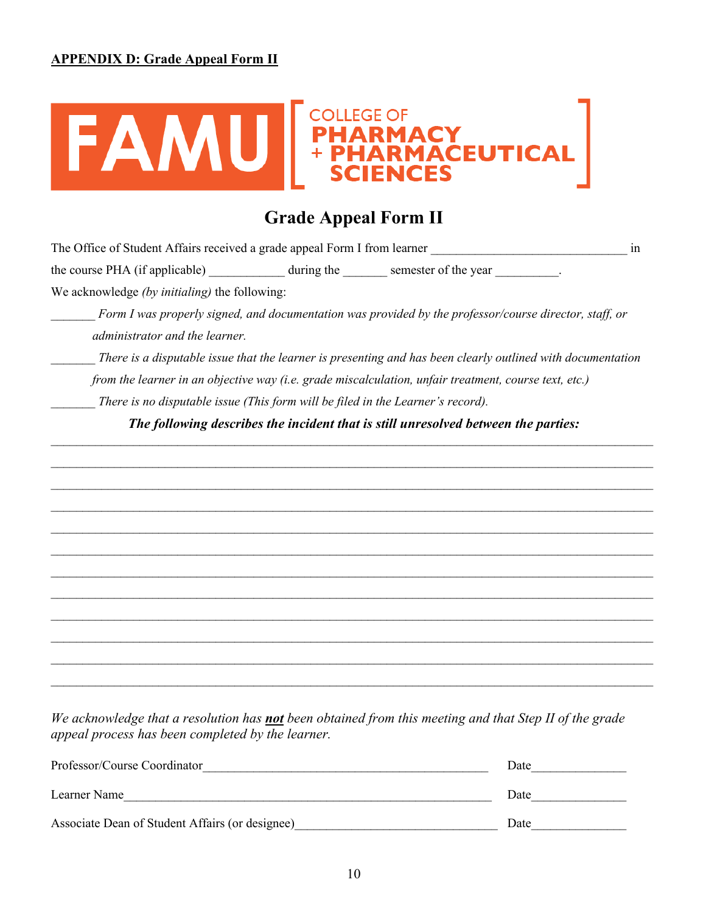**APPENDIX D: Grade Appeal Form II**

FAMU COLLEGE OF PHARMACY + PHARMACEUTICAL SCIENCES

# Grade Appeal Form II

The Office of Student Affairs received a grade appeal Form I from learner ______________________________ in the course PHA (if applicable) ___________ during the _______ semester of the year _________.

We acknowledge *(by initialing)* the following:

_______ *Form I was properly signed, and documentation was provided by the professor/course director, staff, or administrator and the learner.*

_______ *There is a disputable issue that the learner is presenting and has been clearly outlined with documentation from the learner in an objective way (i.e. grade miscalculation, unfair treatment, course text, etc.)*

_______ *There is no disputable issue (This form will be filed in the Learner's record).*

***The following describes the incident that is still unresolved between the parties:***

______________________________________________________________________________

______________________________________________________________________________

______________________________________________________________________________

______________________________________________________________________________

______________________________________________________________________________

______________________________________________________________________________

______________________________________________________________________________

______________________________________________________________________________

______________________________________________________________________________

______________________________________________________________________________

______________________________________________________________________________

______________________________________________________________________________

*We acknowledge that a resolution has **not** been obtained from this meeting and that Step II of the grade appeal process has been completed by the learner.*

Professor/Course Coordinator_____________________________________________ Date______________

Learner Name___________________________________________________________ Date______________

Associate Dean of Student Affairs (or designee)______________________________ Date______________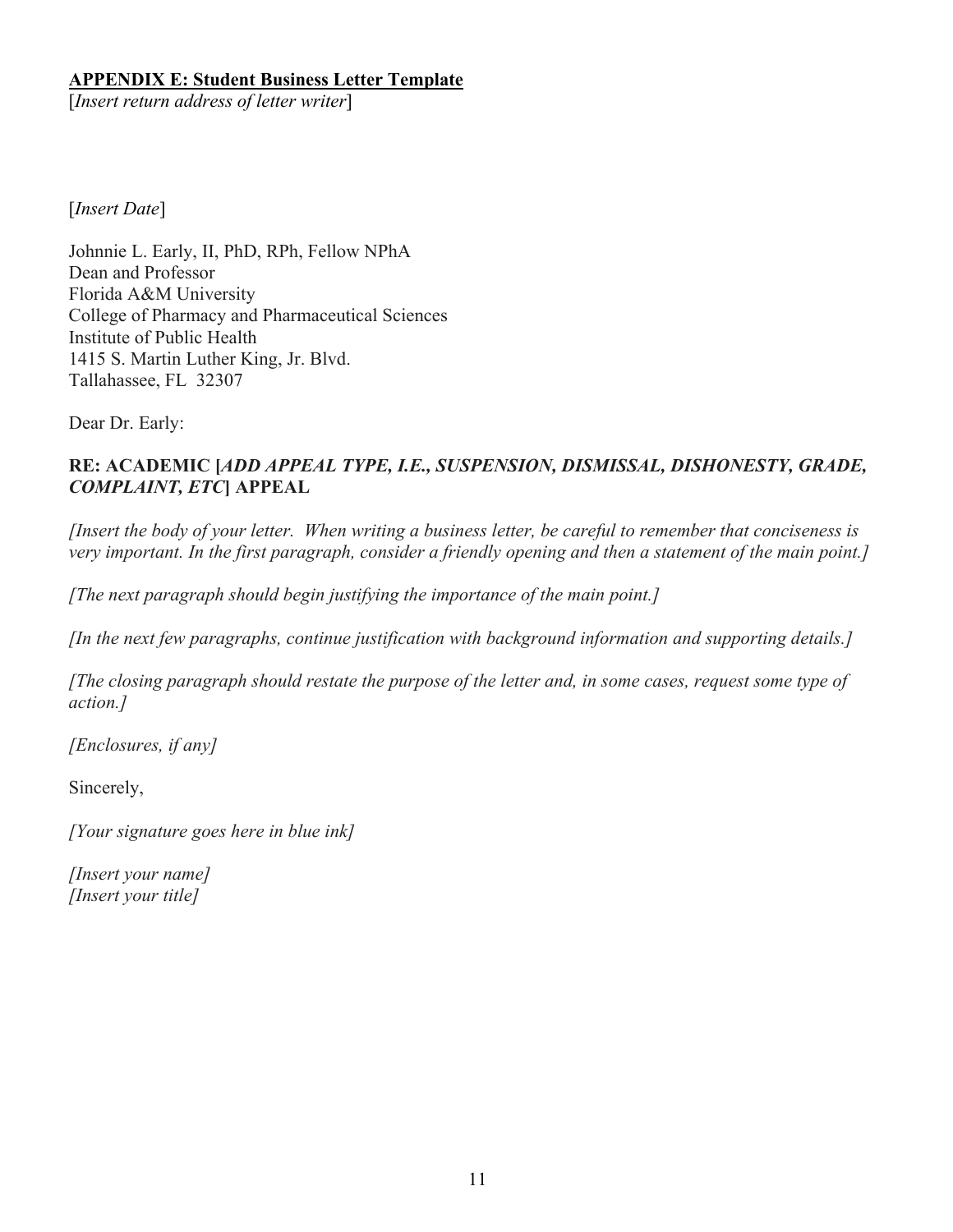**APPENDIX E: Student Business Letter Template**

[*Insert return address of letter writer*]

[*Insert Date*]

Johnnie L. Early, II, PhD, RPh, Fellow NPhA
Dean and Professor
Florida A&M University
College of Pharmacy and Pharmaceutical Sciences
Institute of Public Health
1415 S. Martin Luther King, Jr. Blvd.
Tallahassee, FL 32307

Dear Dr. Early:

**RE: ACADEMIC [*ADD APPEAL TYPE, I.E., SUSPENSION, DISMISSAL, DISHONESTY, GRADE, COMPLAINT, ETC*] APPEAL**

*[Insert the body of your letter. When writing a business letter, be careful to remember that conciseness is very important. In the first paragraph, consider a friendly opening and then a statement of the main point.]*

*[The next paragraph should begin justifying the importance of the main point.]*

*[In the next few paragraphs, continue justification with background information and supporting details.]*

*[The closing paragraph should restate the purpose of the letter and, in some cases, request some type of action.]*

*[Enclosures, if any]*

Sincerely,

*[Your signature goes here in blue ink]*

*[Insert your name]*
*[Insert your title]*